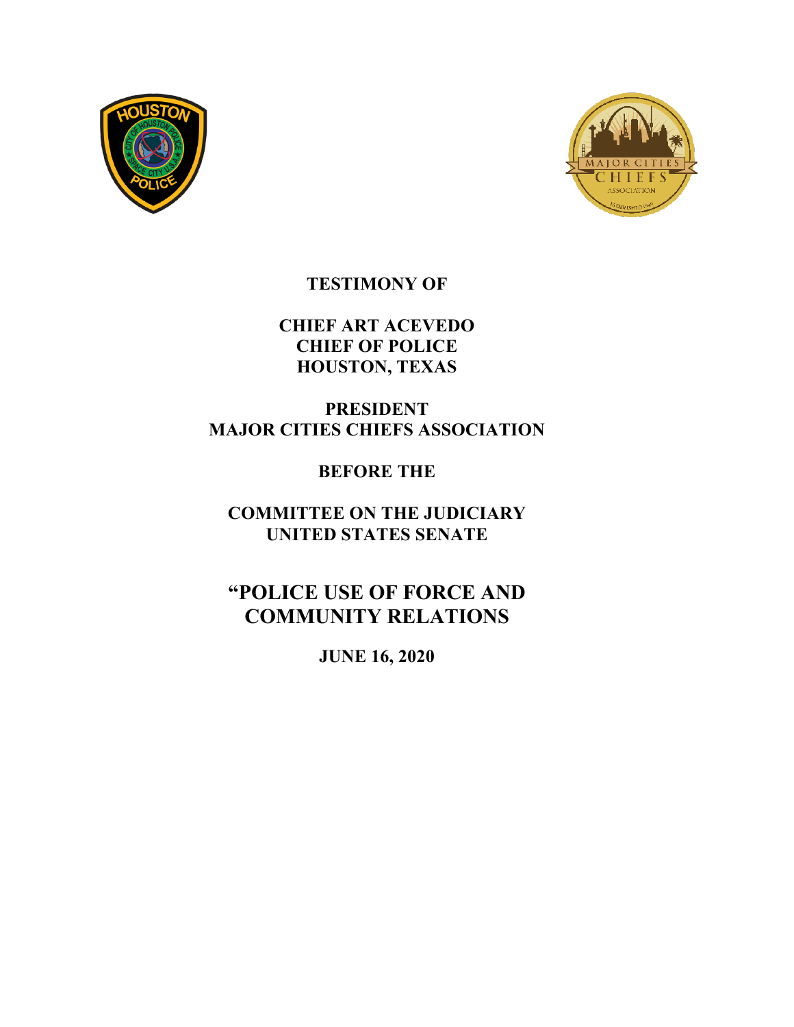**TESTIMONY OF**

**CHIEF ART ACEVEDO**
**CHIEF OF POLICE**
**HOUSTON, TEXAS**

**PRESIDENT**
**MAJOR CITIES CHIEFS ASSOCIATION**

**BEFORE THE**

**COMMITTEE ON THE JUDICIARY**
**UNITED STATES SENATE**

# "POLICE USE OF FORCE AND COMMUNITY RELATIONS

**JUNE 16, 2020**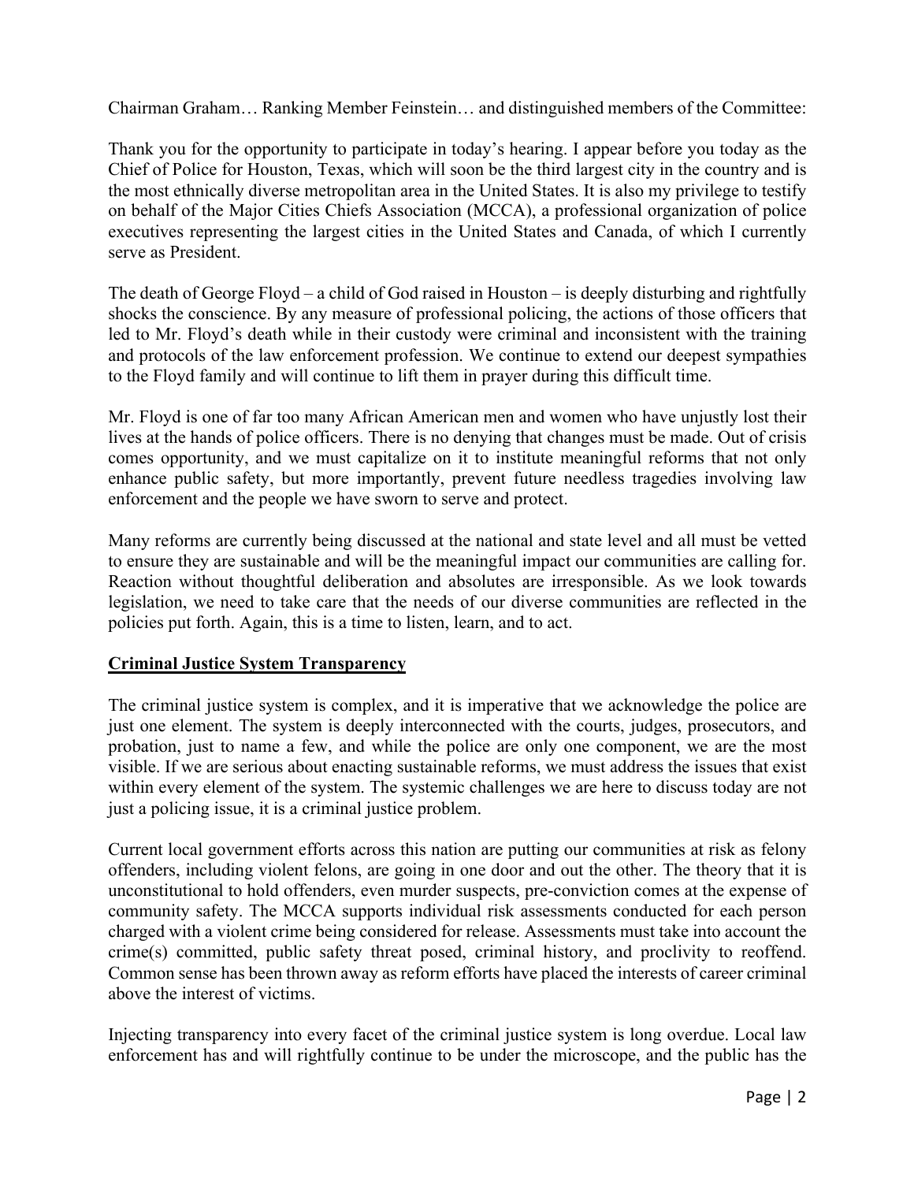Chairman Graham… Ranking Member Feinstein… and distinguished members of the Committee:

Thank you for the opportunity to participate in today's hearing. I appear before you today as the Chief of Police for Houston, Texas, which will soon be the third largest city in the country and is the most ethnically diverse metropolitan area in the United States. It is also my privilege to testify on behalf of the Major Cities Chiefs Association (MCCA), a professional organization of police executives representing the largest cities in the United States and Canada, of which I currently serve as President.

The death of George Floyd – a child of God raised in Houston – is deeply disturbing and rightfully shocks the conscience. By any measure of professional policing, the actions of those officers that led to Mr. Floyd's death while in their custody were criminal and inconsistent with the training and protocols of the law enforcement profession. We continue to extend our deepest sympathies to the Floyd family and will continue to lift them in prayer during this difficult time.

Mr. Floyd is one of far too many African American men and women who have unjustly lost their lives at the hands of police officers. There is no denying that changes must be made. Out of crisis comes opportunity, and we must capitalize on it to institute meaningful reforms that not only enhance public safety, but more importantly, prevent future needless tragedies involving law enforcement and the people we have sworn to serve and protect.

Many reforms are currently being discussed at the national and state level and all must be vetted to ensure they are sustainable and will be the meaningful impact our communities are calling for. Reaction without thoughtful deliberation and absolutes are irresponsible. As we look towards legislation, we need to take care that the needs of our diverse communities are reflected in the policies put forth. Again, this is a time to listen, learn, and to act.

## Criminal Justice System Transparency

The criminal justice system is complex, and it is imperative that we acknowledge the police are just one element. The system is deeply interconnected with the courts, judges, prosecutors, and probation, just to name a few, and while the police are only one component, we are the most visible. If we are serious about enacting sustainable reforms, we must address the issues that exist within every element of the system. The systemic challenges we are here to discuss today are not just a policing issue, it is a criminal justice problem.

Current local government efforts across this nation are putting our communities at risk as felony offenders, including violent felons, are going in one door and out the other. The theory that it is unconstitutional to hold offenders, even murder suspects, pre-conviction comes at the expense of community safety. The MCCA supports individual risk assessments conducted for each person charged with a violent crime being considered for release. Assessments must take into account the crime(s) committed, public safety threat posed, criminal history, and proclivity to reoffend. Common sense has been thrown away as reform efforts have placed the interests of career criminal above the interest of victims.

Injecting transparency into every facet of the criminal justice system is long overdue. Local law enforcement has and will rightfully continue to be under the microscope, and the public has the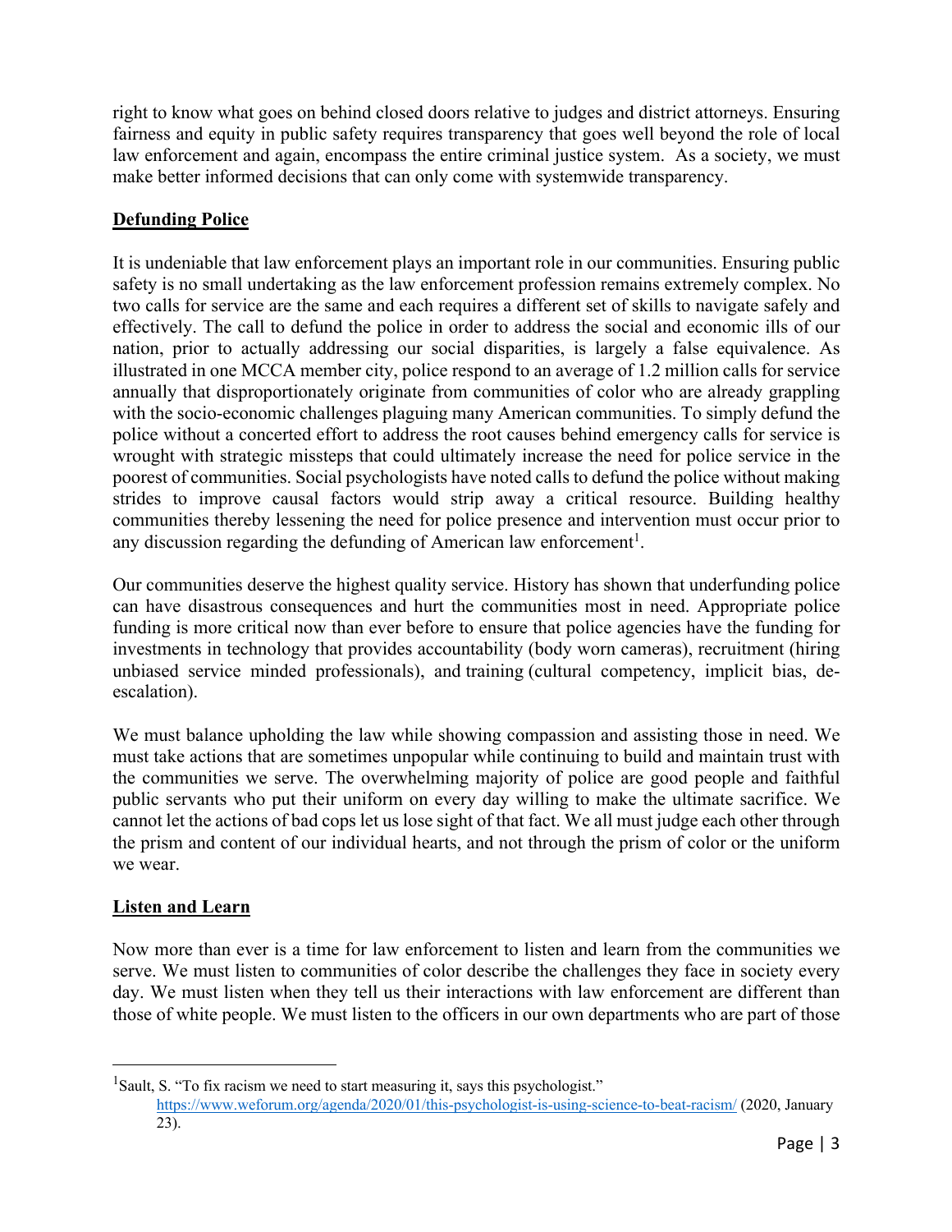right to know what goes on behind closed doors relative to judges and district attorneys. Ensuring fairness and equity in public safety requires transparency that goes well beyond the role of local law enforcement and again, encompass the entire criminal justice system. As a society, we must make better informed decisions that can only come with systemwide transparency.

## Defunding Police

It is undeniable that law enforcement plays an important role in our communities. Ensuring public safety is no small undertaking as the law enforcement profession remains extremely complex. No two calls for service are the same and each requires a different set of skills to navigate safely and effectively. The call to defund the police in order to address the social and economic ills of our nation, prior to actually addressing our social disparities, is largely a false equivalence. As illustrated in one MCCA member city, police respond to an average of 1.2 million calls for service annually that disproportionately originate from communities of color who are already grappling with the socio-economic challenges plaguing many American communities. To simply defund the police without a concerted effort to address the root causes behind emergency calls for service is wrought with strategic missteps that could ultimately increase the need for police service in the poorest of communities. Social psychologists have noted calls to defund the police without making strides to improve causal factors would strip away a critical resource. Building healthy communities thereby lessening the need for police presence and intervention must occur prior to any discussion regarding the defunding of American law enforcement[1].

Our communities deserve the highest quality service. History has shown that underfunding police can have disastrous consequences and hurt the communities most in need. Appropriate police funding is more critical now than ever before to ensure that police agencies have the funding for investments in technology that provides accountability (body worn cameras), recruitment (hiring unbiased service minded professionals), and training (cultural competency, implicit bias, de-escalation).

We must balance upholding the law while showing compassion and assisting those in need. We must take actions that are sometimes unpopular while continuing to build and maintain trust with the communities we serve. The overwhelming majority of police are good people and faithful public servants who put their uniform on every day willing to make the ultimate sacrifice. We cannot let the actions of bad cops let us lose sight of that fact. We all must judge each other through the prism and content of our individual hearts, and not through the prism of color or the uniform we wear.

## Listen and Learn

Now more than ever is a time for law enforcement to listen and learn from the communities we serve. We must listen to communities of color describe the challenges they face in society every day. We must listen when they tell us their interactions with law enforcement are different than those of white people. We must listen to the officers in our own departments who are part of those

---

[1] Sault, S. "To fix racism we need to start measuring it, says this psychologist." https://www.weforum.org/agenda/2020/01/this-psychologist-is-using-science-to-beat-racism/ (2020, January 23).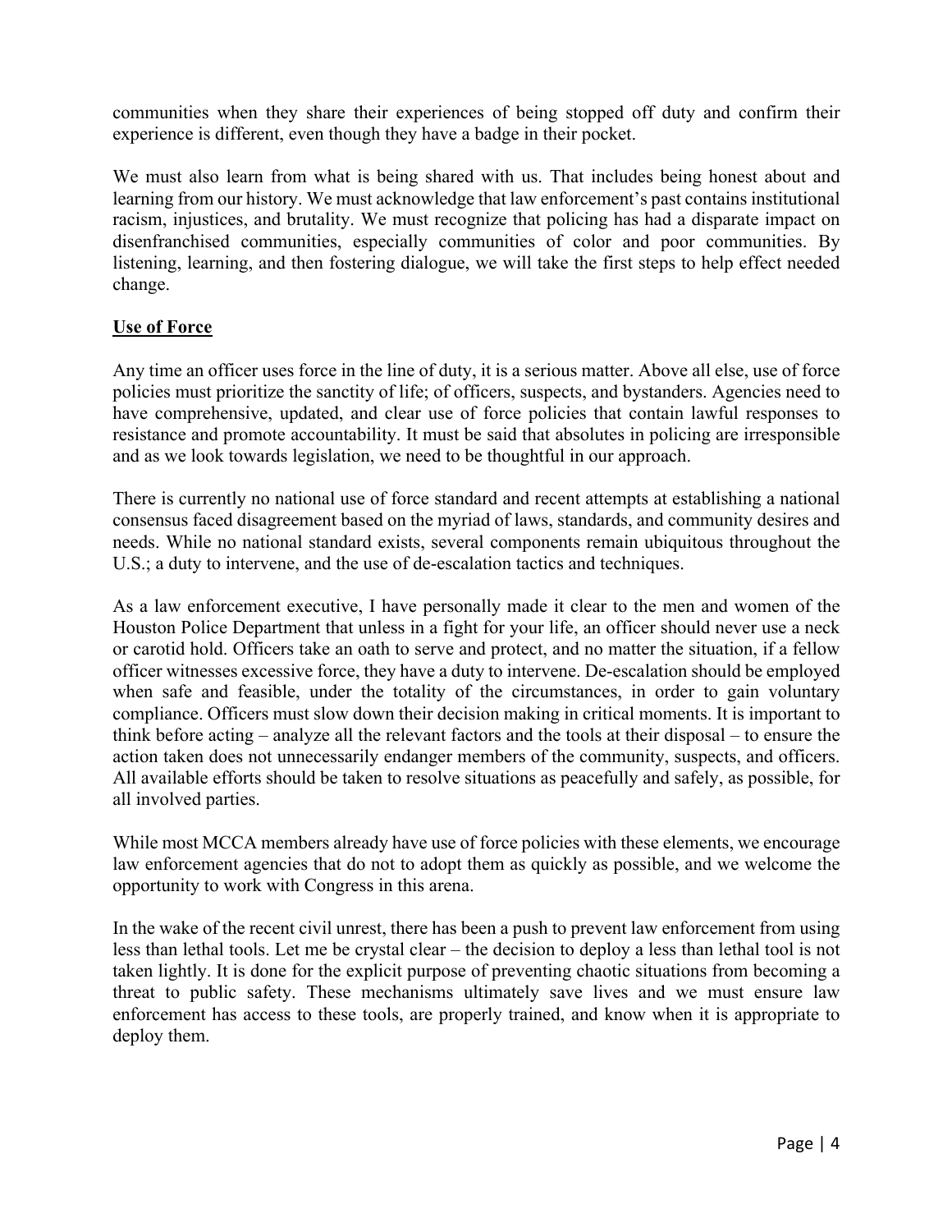communities when they share their experiences of being stopped off duty and confirm their experience is different, even though they have a badge in their pocket.

We must also learn from what is being shared with us. That includes being honest about and learning from our history. We must acknowledge that law enforcement's past contains institutional racism, injustices, and brutality. We must recognize that policing has had a disparate impact on disenfranchised communities, especially communities of color and poor communities. By listening, learning, and then fostering dialogue, we will take the first steps to help effect needed change.

## Use of Force

Any time an officer uses force in the line of duty, it is a serious matter. Above all else, use of force policies must prioritize the sanctity of life; of officers, suspects, and bystanders. Agencies need to have comprehensive, updated, and clear use of force policies that contain lawful responses to resistance and promote accountability. It must be said that absolutes in policing are irresponsible and as we look towards legislation, we need to be thoughtful in our approach.

There is currently no national use of force standard and recent attempts at establishing a national consensus faced disagreement based on the myriad of laws, standards, and community desires and needs. While no national standard exists, several components remain ubiquitous throughout the U.S.; a duty to intervene, and the use of de-escalation tactics and techniques.

As a law enforcement executive, I have personally made it clear to the men and women of the Houston Police Department that unless in a fight for your life, an officer should never use a neck or carotid hold. Officers take an oath to serve and protect, and no matter the situation, if a fellow officer witnesses excessive force, they have a duty to intervene. De-escalation should be employed when safe and feasible, under the totality of the circumstances, in order to gain voluntary compliance. Officers must slow down their decision making in critical moments. It is important to think before acting – analyze all the relevant factors and the tools at their disposal – to ensure the action taken does not unnecessarily endanger members of the community, suspects, and officers. All available efforts should be taken to resolve situations as peacefully and safely, as possible, for all involved parties.

While most MCCA members already have use of force policies with these elements, we encourage law enforcement agencies that do not to adopt them as quickly as possible, and we welcome the opportunity to work with Congress in this arena.

In the wake of the recent civil unrest, there has been a push to prevent law enforcement from using less than lethal tools. Let me be crystal clear – the decision to deploy a less than lethal tool is not taken lightly. It is done for the explicit purpose of preventing chaotic situations from becoming a threat to public safety. These mechanisms ultimately save lives and we must ensure law enforcement has access to these tools, are properly trained, and know when it is appropriate to deploy them.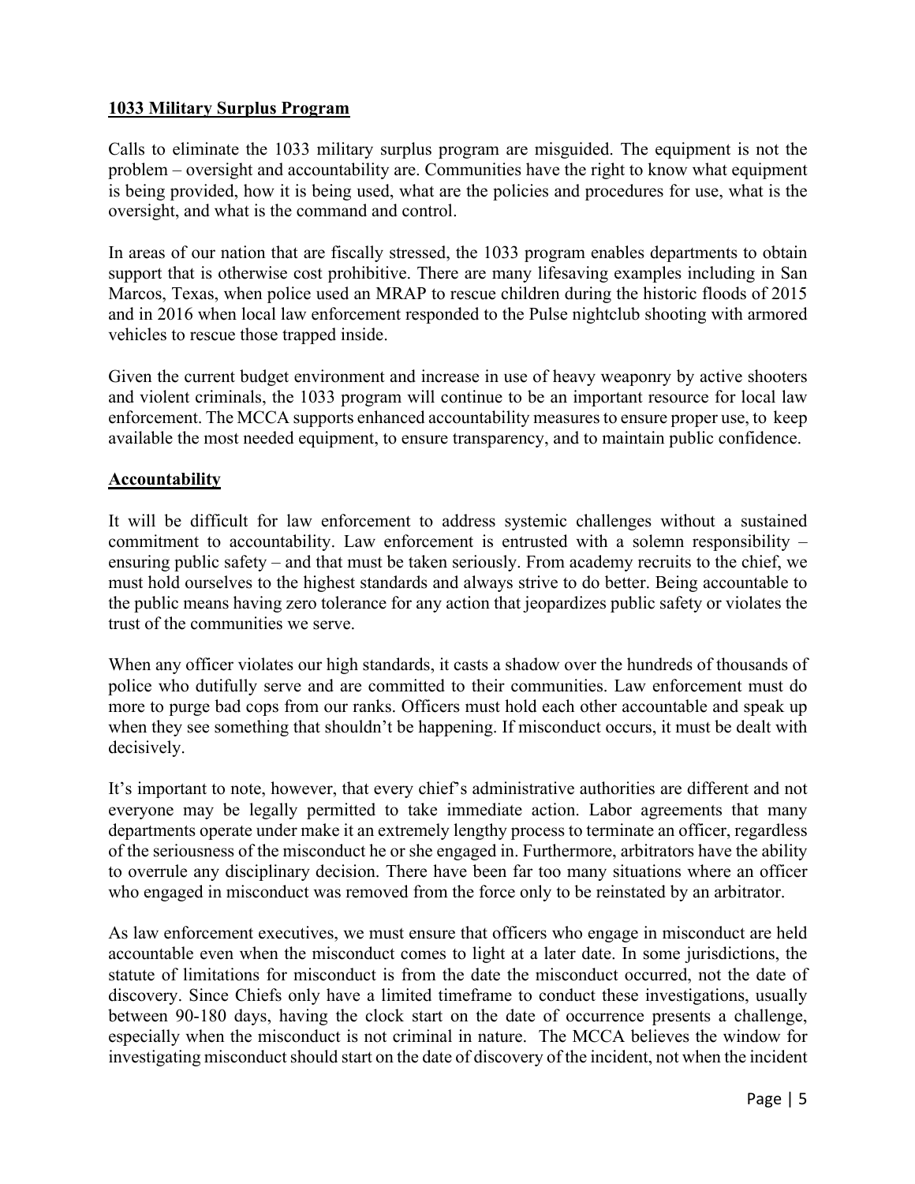**1033 Military Surplus Program**

Calls to eliminate the 1033 military surplus program are misguided. The equipment is not the problem – oversight and accountability are. Communities have the right to know what equipment is being provided, how it is being used, what are the policies and procedures for use, what is the oversight, and what is the command and control.

In areas of our nation that are fiscally stressed, the 1033 program enables departments to obtain support that is otherwise cost prohibitive. There are many lifesaving examples including in San Marcos, Texas, when police used an MRAP to rescue children during the historic floods of 2015 and in 2016 when local law enforcement responded to the Pulse nightclub shooting with armored vehicles to rescue those trapped inside.

Given the current budget environment and increase in use of heavy weaponry by active shooters and violent criminals, the 1033 program will continue to be an important resource for local law enforcement. The MCCA supports enhanced accountability measures to ensure proper use, to keep available the most needed equipment, to ensure transparency, and to maintain public confidence.

**Accountability**

It will be difficult for law enforcement to address systemic challenges without a sustained commitment to accountability. Law enforcement is entrusted with a solemn responsibility – ensuring public safety – and that must be taken seriously. From academy recruits to the chief, we must hold ourselves to the highest standards and always strive to do better. Being accountable to the public means having zero tolerance for any action that jeopardizes public safety or violates the trust of the communities we serve.

When any officer violates our high standards, it casts a shadow over the hundreds of thousands of police who dutifully serve and are committed to their communities. Law enforcement must do more to purge bad cops from our ranks. Officers must hold each other accountable and speak up when they see something that shouldn't be happening. If misconduct occurs, it must be dealt with decisively.

It's important to note, however, that every chief's administrative authorities are different and not everyone may be legally permitted to take immediate action. Labor agreements that many departments operate under make it an extremely lengthy process to terminate an officer, regardless of the seriousness of the misconduct he or she engaged in. Furthermore, arbitrators have the ability to overrule any disciplinary decision. There have been far too many situations where an officer who engaged in misconduct was removed from the force only to be reinstated by an arbitrator.

As law enforcement executives, we must ensure that officers who engage in misconduct are held accountable even when the misconduct comes to light at a later date. In some jurisdictions, the statute of limitations for misconduct is from the date the misconduct occurred, not the date of discovery. Since Chiefs only have a limited timeframe to conduct these investigations, usually between 90-180 days, having the clock start on the date of occurrence presents a challenge, especially when the misconduct is not criminal in nature. The MCCA believes the window for investigating misconduct should start on the date of discovery of the incident, not when the incident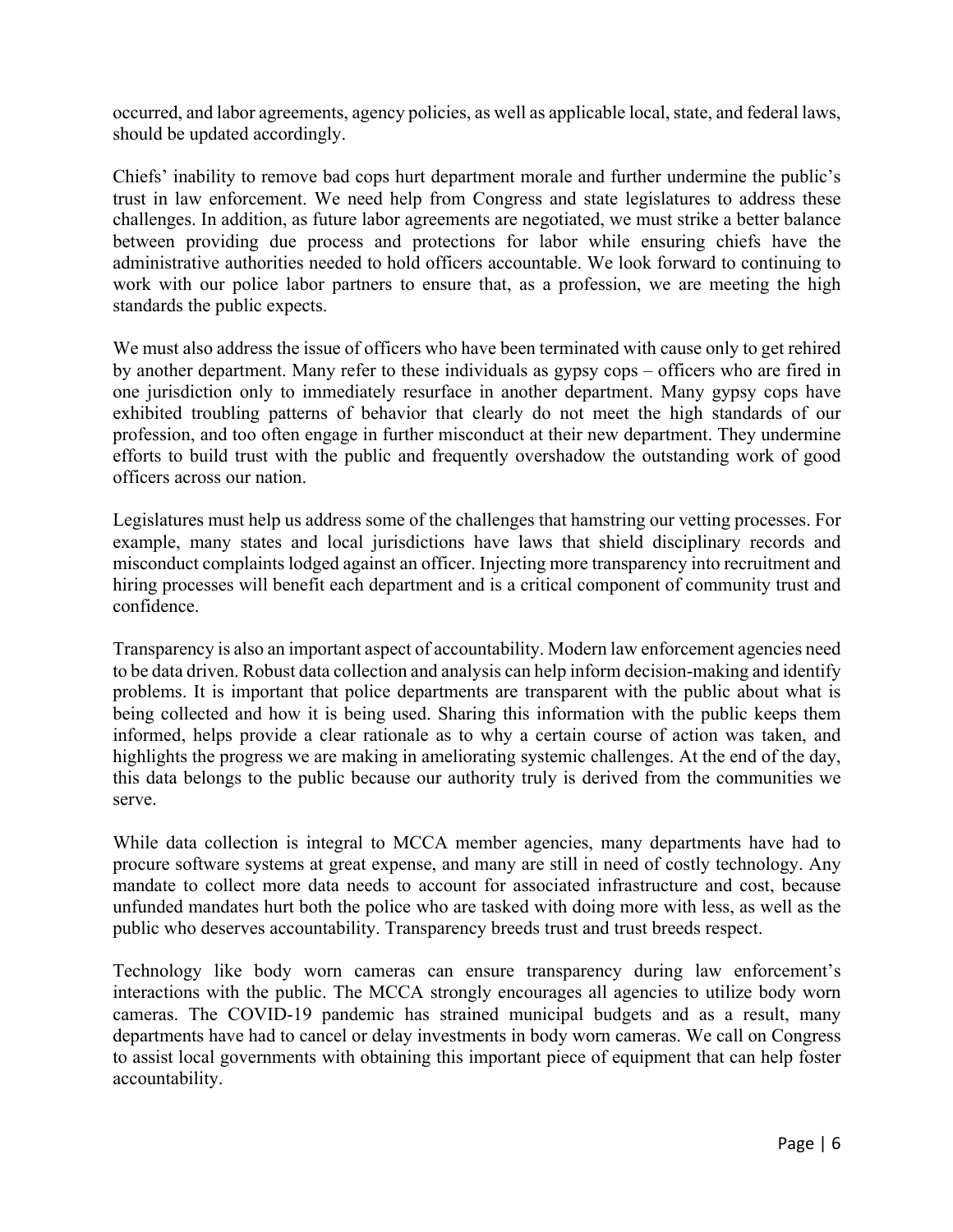occurred, and labor agreements, agency policies, as well as applicable local, state, and federal laws, should be updated accordingly.

Chiefs' inability to remove bad cops hurt department morale and further undermine the public's trust in law enforcement. We need help from Congress and state legislatures to address these challenges. In addition, as future labor agreements are negotiated, we must strike a better balance between providing due process and protections for labor while ensuring chiefs have the administrative authorities needed to hold officers accountable. We look forward to continuing to work with our police labor partners to ensure that, as a profession, we are meeting the high standards the public expects.

We must also address the issue of officers who have been terminated with cause only to get rehired by another department. Many refer to these individuals as gypsy cops – officers who are fired in one jurisdiction only to immediately resurface in another department. Many gypsy cops have exhibited troubling patterns of behavior that clearly do not meet the high standards of our profession, and too often engage in further misconduct at their new department. They undermine efforts to build trust with the public and frequently overshadow the outstanding work of good officers across our nation.

Legislatures must help us address some of the challenges that hamstring our vetting processes. For example, many states and local jurisdictions have laws that shield disciplinary records and misconduct complaints lodged against an officer. Injecting more transparency into recruitment and hiring processes will benefit each department and is a critical component of community trust and confidence.

Transparency is also an important aspect of accountability. Modern law enforcement agencies need to be data driven. Robust data collection and analysis can help inform decision-making and identify problems. It is important that police departments are transparent with the public about what is being collected and how it is being used. Sharing this information with the public keeps them informed, helps provide a clear rationale as to why a certain course of action was taken, and highlights the progress we are making in ameliorating systemic challenges. At the end of the day, this data belongs to the public because our authority truly is derived from the communities we serve.

While data collection is integral to MCCA member agencies, many departments have had to procure software systems at great expense, and many are still in need of costly technology. Any mandate to collect more data needs to account for associated infrastructure and cost, because unfunded mandates hurt both the police who are tasked with doing more with less, as well as the public who deserves accountability. Transparency breeds trust and trust breeds respect.

Technology like body worn cameras can ensure transparency during law enforcement's interactions with the public. The MCCA strongly encourages all agencies to utilize body worn cameras. The COVID-19 pandemic has strained municipal budgets and as a result, many departments have had to cancel or delay investments in body worn cameras. We call on Congress to assist local governments with obtaining this important piece of equipment that can help foster accountability.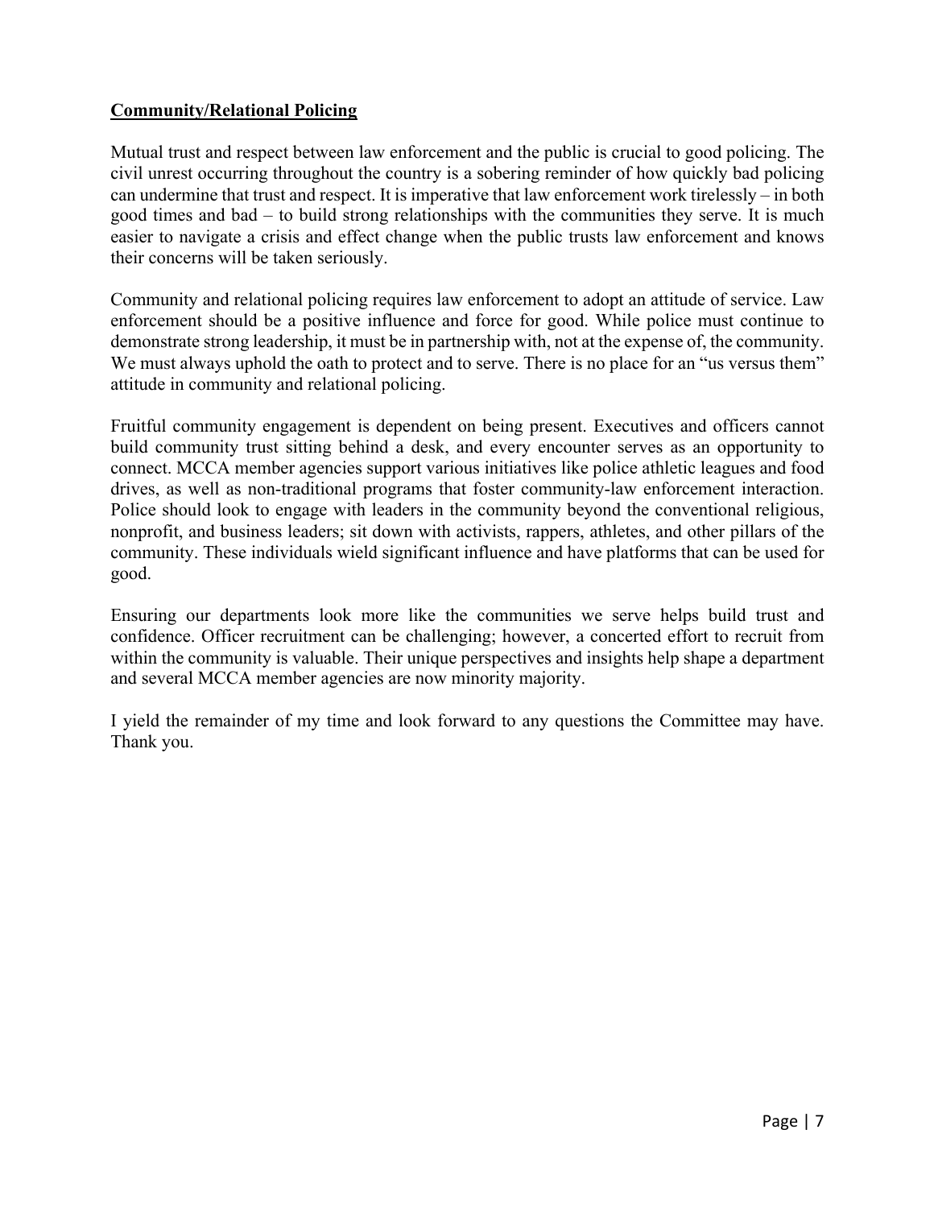## **Community/Relational Policing**

Mutual trust and respect between law enforcement and the public is crucial to good policing. The civil unrest occurring throughout the country is a sobering reminder of how quickly bad policing can undermine that trust and respect. It is imperative that law enforcement work tirelessly – in both good times and bad – to build strong relationships with the communities they serve. It is much easier to navigate a crisis and effect change when the public trusts law enforcement and knows their concerns will be taken seriously.

Community and relational policing requires law enforcement to adopt an attitude of service. Law enforcement should be a positive influence and force for good. While police must continue to demonstrate strong leadership, it must be in partnership with, not at the expense of, the community. We must always uphold the oath to protect and to serve. There is no place for an "us versus them" attitude in community and relational policing.

Fruitful community engagement is dependent on being present. Executives and officers cannot build community trust sitting behind a desk, and every encounter serves as an opportunity to connect. MCCA member agencies support various initiatives like police athletic leagues and food drives, as well as non-traditional programs that foster community-law enforcement interaction. Police should look to engage with leaders in the community beyond the conventional religious, nonprofit, and business leaders; sit down with activists, rappers, athletes, and other pillars of the community. These individuals wield significant influence and have platforms that can be used for good.

Ensuring our departments look more like the communities we serve helps build trust and confidence. Officer recruitment can be challenging; however, a concerted effort to recruit from within the community is valuable. Their unique perspectives and insights help shape a department and several MCCA member agencies are now minority majority.

I yield the remainder of my time and look forward to any questions the Committee may have. Thank you.